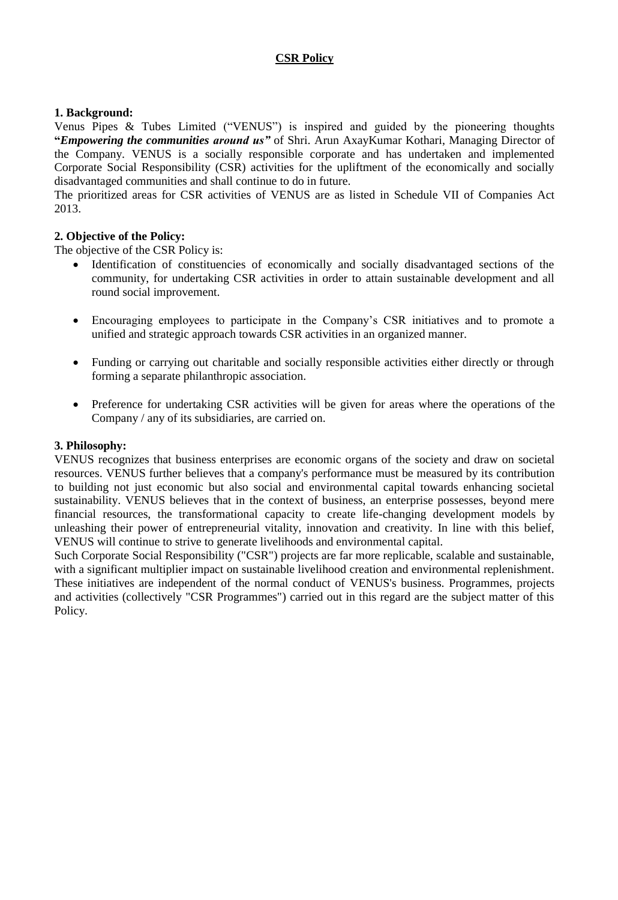# CSR Policy

**1. Background:**

Venus Pipes & Tubes Limited ("VENUS") is inspired and guided by the pioneering thoughts **"*Empowering the communities around us*"** of Shri. Arun AxayKumar Kothari, Managing Director of the Company. VENUS is a socially responsible corporate and has undertaken and implemented Corporate Social Responsibility (CSR) activities for the upliftment of the economically and socially disadvantaged communities and shall continue to do in future.

The prioritized areas for CSR activities of VENUS are as listed in Schedule VII of Companies Act 2013.

**2. Objective of the Policy:**

The objective of the CSR Policy is:

- Identification of constituencies of economically and socially disadvantaged sections of the community, for undertaking CSR activities in order to attain sustainable development and all round social improvement.
- Encouraging employees to participate in the Company's CSR initiatives and to promote a unified and strategic approach towards CSR activities in an organized manner.
- Funding or carrying out charitable and socially responsible activities either directly or through forming a separate philanthropic association.
- Preference for undertaking CSR activities will be given for areas where the operations of the Company / any of its subsidiaries, are carried on.

**3. Philosophy:**

VENUS recognizes that business enterprises are economic organs of the society and draw on societal resources. VENUS further believes that a company's performance must be measured by its contribution to building not just economic but also social and environmental capital towards enhancing societal sustainability. VENUS believes that in the context of business, an enterprise possesses, beyond mere financial resources, the transformational capacity to create life-changing development models by unleashing their power of entrepreneurial vitality, innovation and creativity. In line with this belief, VENUS will continue to strive to generate livelihoods and environmental capital.

Such Corporate Social Responsibility ("CSR") projects are far more replicable, scalable and sustainable, with a significant multiplier impact on sustainable livelihood creation and environmental replenishment. These initiatives are independent of the normal conduct of VENUS's business. Programmes, projects and activities (collectively "CSR Programmes") carried out in this regard are the subject matter of this Policy.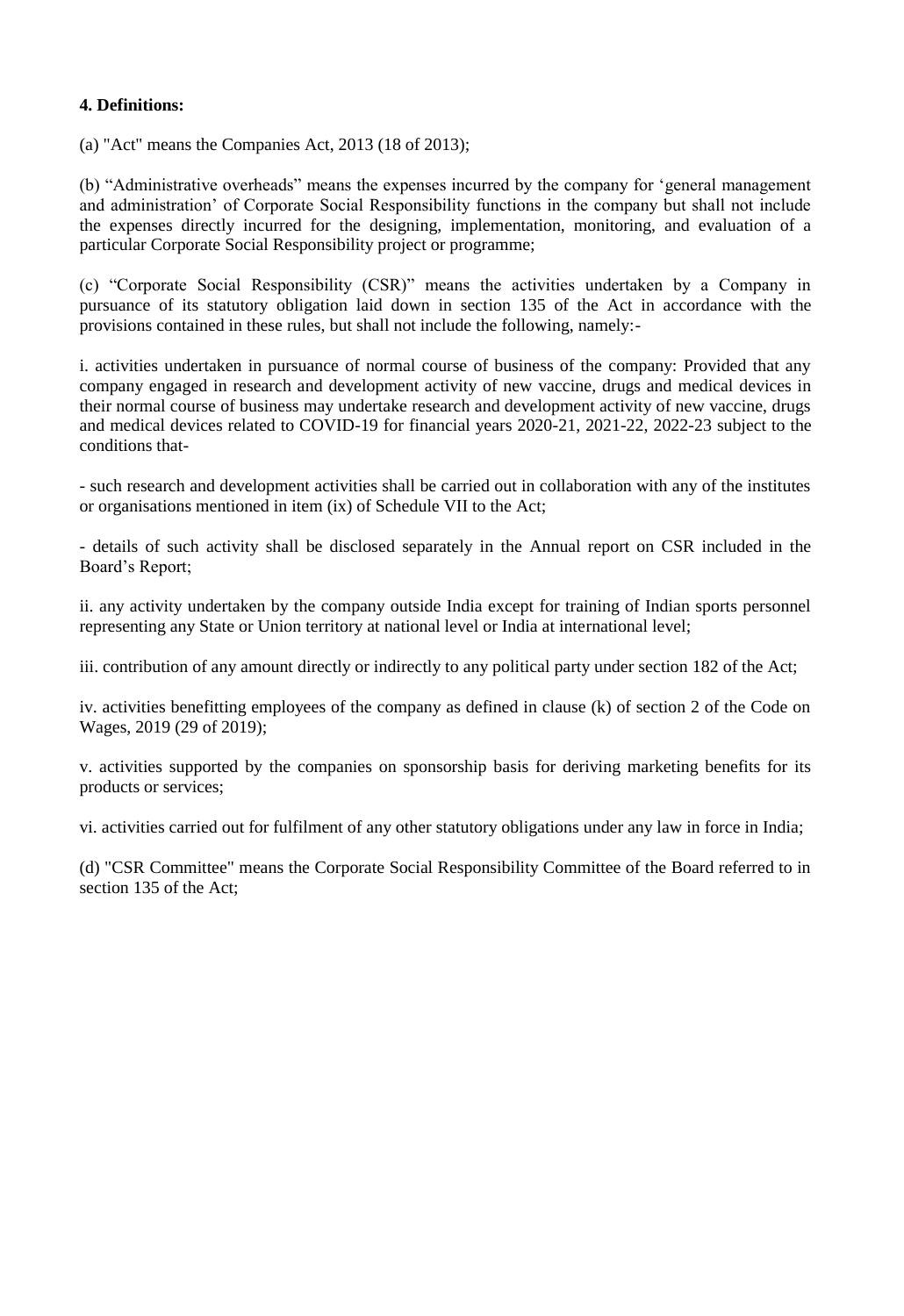**4. Definitions:**

(a) "Act" means the Companies Act, 2013 (18 of 2013);

(b) "Administrative overheads" means the expenses incurred by the company for 'general management and administration' of Corporate Social Responsibility functions in the company but shall not include the expenses directly incurred for the designing, implementation, monitoring, and evaluation of a particular Corporate Social Responsibility project or programme;

(c) "Corporate Social Responsibility (CSR)" means the activities undertaken by a Company in pursuance of its statutory obligation laid down in section 135 of the Act in accordance with the provisions contained in these rules, but shall not include the following, namely:-

i. activities undertaken in pursuance of normal course of business of the company: Provided that any company engaged in research and development activity of new vaccine, drugs and medical devices in their normal course of business may undertake research and development activity of new vaccine, drugs and medical devices related to COVID-19 for financial years 2020-21, 2021-22, 2022-23 subject to the conditions that-

- such research and development activities shall be carried out in collaboration with any of the institutes or organisations mentioned in item (ix) of Schedule VII to the Act;

- details of such activity shall be disclosed separately in the Annual report on CSR included in the Board's Report;

ii. any activity undertaken by the company outside India except for training of Indian sports personnel representing any State or Union territory at national level or India at international level;

iii. contribution of any amount directly or indirectly to any political party under section 182 of the Act;

iv. activities benefitting employees of the company as defined in clause (k) of section 2 of the Code on Wages, 2019 (29 of 2019);

v. activities supported by the companies on sponsorship basis for deriving marketing benefits for its products or services;

vi. activities carried out for fulfilment of any other statutory obligations under any law in force in India;

(d) "CSR Committee" means the Corporate Social Responsibility Committee of the Board referred to in section 135 of the Act;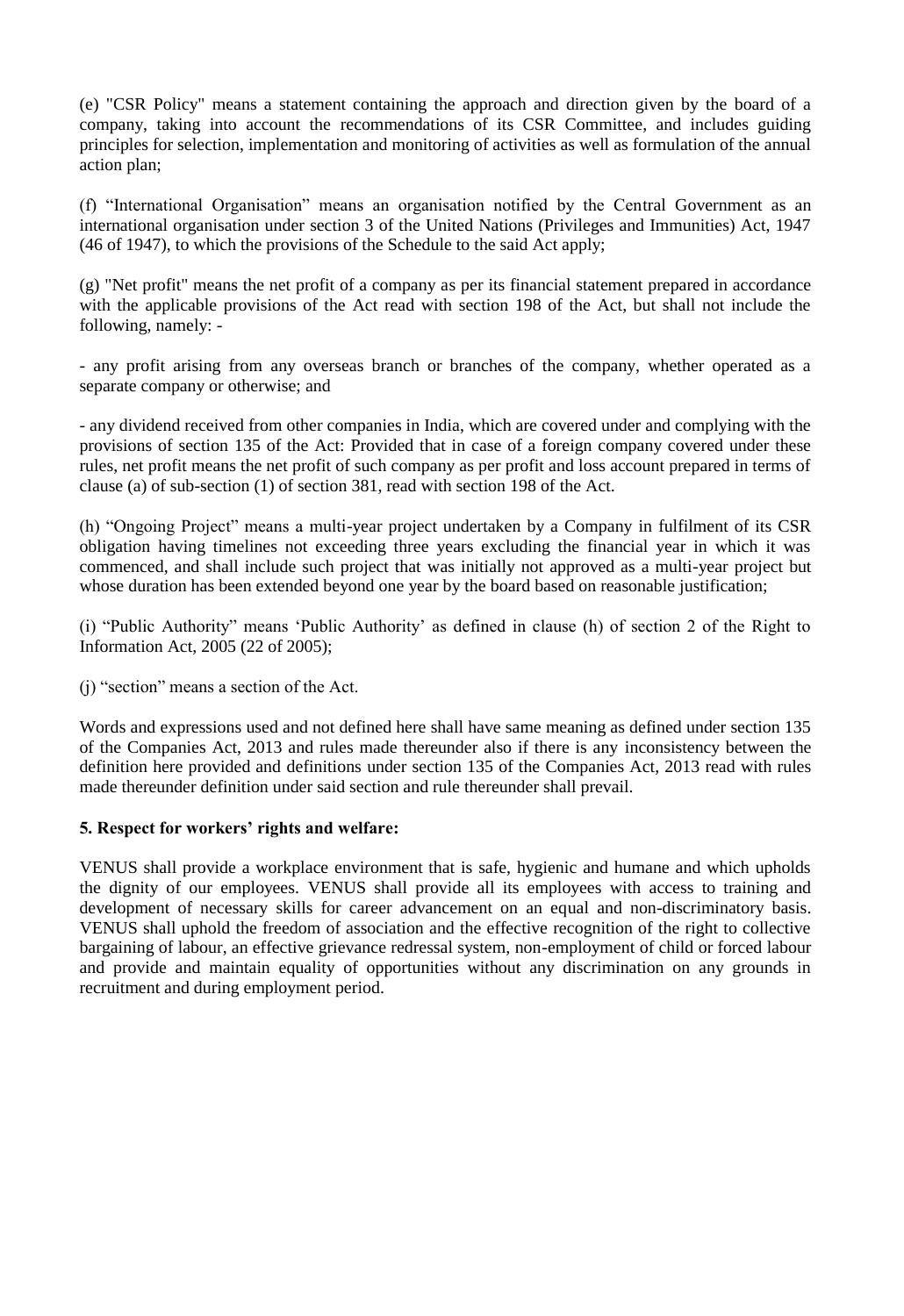(e) "CSR Policy" means a statement containing the approach and direction given by the board of a company, taking into account the recommendations of its CSR Committee, and includes guiding principles for selection, implementation and monitoring of activities as well as formulation of the annual action plan;

(f) “International Organisation” means an organisation notified by the Central Government as an international organisation under section 3 of the United Nations (Privileges and Immunities) Act, 1947 (46 of 1947), to which the provisions of the Schedule to the said Act apply;

(g) "Net profit" means the net profit of a company as per its financial statement prepared in accordance with the applicable provisions of the Act read with section 198 of the Act, but shall not include the following, namely: -

- any profit arising from any overseas branch or branches of the company, whether operated as a separate company or otherwise; and

- any dividend received from other companies in India, which are covered under and complying with the provisions of section 135 of the Act: Provided that in case of a foreign company covered under these rules, net profit means the net profit of such company as per profit and loss account prepared in terms of clause (a) of sub-section (1) of section 381, read with section 198 of the Act.

(h) “Ongoing Project” means a multi-year project undertaken by a Company in fulfilment of its CSR obligation having timelines not exceeding three years excluding the financial year in which it was commenced, and shall include such project that was initially not approved as a multi-year project but whose duration has been extended beyond one year by the board based on reasonable justification;

(i) “Public Authority” means ‘Public Authority’ as defined in clause (h) of section 2 of the Right to Information Act, 2005 (22 of 2005);

(j) “section” means a section of the Act.

Words and expressions used and not defined here shall have same meaning as defined under section 135 of the Companies Act, 2013 and rules made thereunder also if there is any inconsistency between the definition here provided and definitions under section 135 of the Companies Act, 2013 read with rules made thereunder definition under said section and rule thereunder shall prevail.

**5. Respect for workers’ rights and welfare:**

VENUS shall provide a workplace environment that is safe, hygienic and humane and which upholds the dignity of our employees. VENUS shall provide all its employees with access to training and development of necessary skills for career advancement on an equal and non-discriminatory basis. VENUS shall uphold the freedom of association and the effective recognition of the right to collective bargaining of labour, an effective grievance redressal system, non-employment of child or forced labour and provide and maintain equality of opportunities without any discrimination on any grounds in recruitment and during employment period.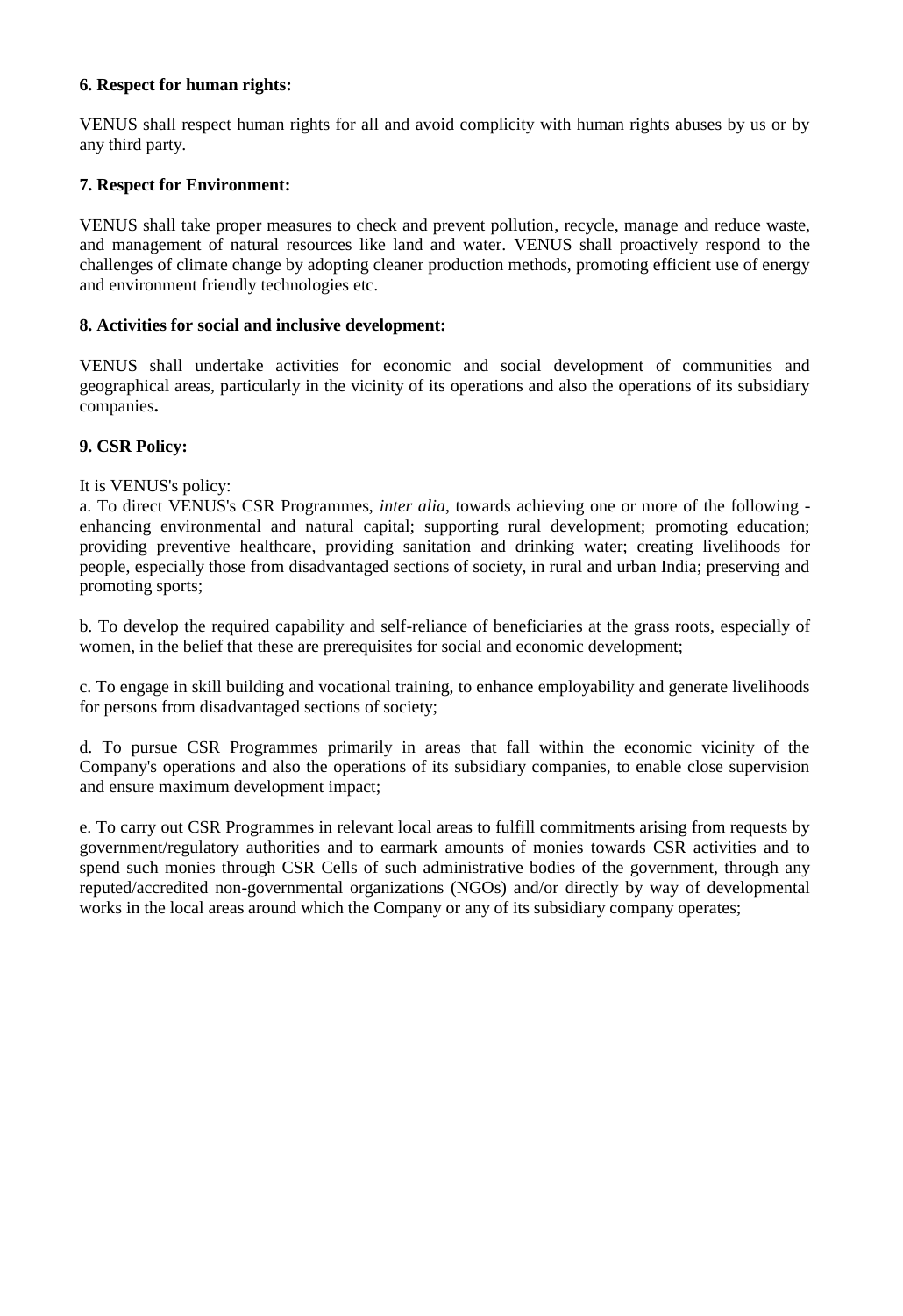**6. Respect for human rights:**

VENUS shall respect human rights for all and avoid complicity with human rights abuses by us or by any third party.

**7. Respect for Environment:**

VENUS shall take proper measures to check and prevent pollution, recycle, manage and reduce waste, and management of natural resources like land and water. VENUS shall proactively respond to the challenges of climate change by adopting cleaner production methods, promoting efficient use of energy and environment friendly technologies etc.

**8. Activities for social and inclusive development:**

VENUS shall undertake activities for economic and social development of communities and geographical areas, particularly in the vicinity of its operations and also the operations of its subsidiary companies**.**

**9. CSR Policy:**

It is VENUS's policy:

a. To direct VENUS's CSR Programmes, *inter alia*, towards achieving one or more of the following - enhancing environmental and natural capital; supporting rural development; promoting education; providing preventive healthcare, providing sanitation and drinking water; creating livelihoods for people, especially those from disadvantaged sections of society, in rural and urban India; preserving and promoting sports;

b. To develop the required capability and self-reliance of beneficiaries at the grass roots, especially of women, in the belief that these are prerequisites for social and economic development;

c. To engage in skill building and vocational training, to enhance employability and generate livelihoods for persons from disadvantaged sections of society;

d. To pursue CSR Programmes primarily in areas that fall within the economic vicinity of the Company's operations and also the operations of its subsidiary companies, to enable close supervision and ensure maximum development impact;

e. To carry out CSR Programmes in relevant local areas to fulfill commitments arising from requests by government/regulatory authorities and to earmark amounts of monies towards CSR activities and to spend such monies through CSR Cells of such administrative bodies of the government, through any reputed/accredited non-governmental organizations (NGOs) and/or directly by way of developmental works in the local areas around which the Company or any of its subsidiary company operates;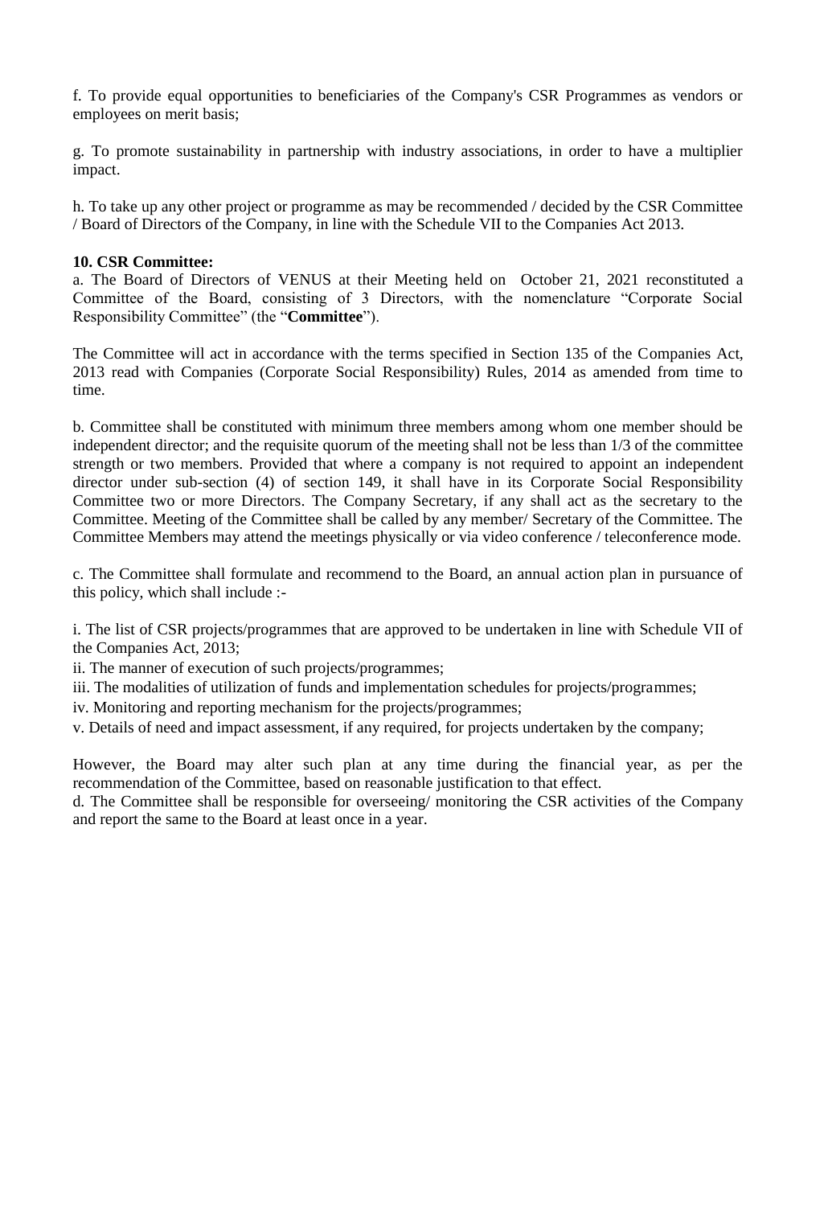f. To provide equal opportunities to beneficiaries of the Company's CSR Programmes as vendors or employees on merit basis;

g. To promote sustainability in partnership with industry associations, in order to have a multiplier impact.

h. To take up any other project or programme as may be recommended / decided by the CSR Committee / Board of Directors of the Company, in line with the Schedule VII to the Companies Act 2013.

**10. CSR Committee:**

a. The Board of Directors of VENUS at their Meeting held on October 21, 2021 reconstituted a Committee of the Board, consisting of 3 Directors, with the nomenclature "Corporate Social Responsibility Committee" (the "**Committee**").

The Committee will act in accordance with the terms specified in Section 135 of the Companies Act, 2013 read with Companies (Corporate Social Responsibility) Rules, 2014 as amended from time to time.

b. Committee shall be constituted with minimum three members among whom one member should be independent director; and the requisite quorum of the meeting shall not be less than 1/3 of the committee strength or two members. Provided that where a company is not required to appoint an independent director under sub-section (4) of section 149, it shall have in its Corporate Social Responsibility Committee two or more Directors. The Company Secretary, if any shall act as the secretary to the Committee. Meeting of the Committee shall be called by any member/ Secretary of the Committee. The Committee Members may attend the meetings physically or via video conference / teleconference mode.

c. The Committee shall formulate and recommend to the Board, an annual action plan in pursuance of this policy, which shall include :-

i. The list of CSR projects/programmes that are approved to be undertaken in line with Schedule VII of the Companies Act, 2013;

ii. The manner of execution of such projects/programmes;

iii. The modalities of utilization of funds and implementation schedules for projects/programmes;

iv. Monitoring and reporting mechanism for the projects/programmes;

v. Details of need and impact assessment, if any required, for projects undertaken by the company;

However, the Board may alter such plan at any time during the financial year, as per the recommendation of the Committee, based on reasonable justification to that effect.

d. The Committee shall be responsible for overseeing/ monitoring the CSR activities of the Company and report the same to the Board at least once in a year.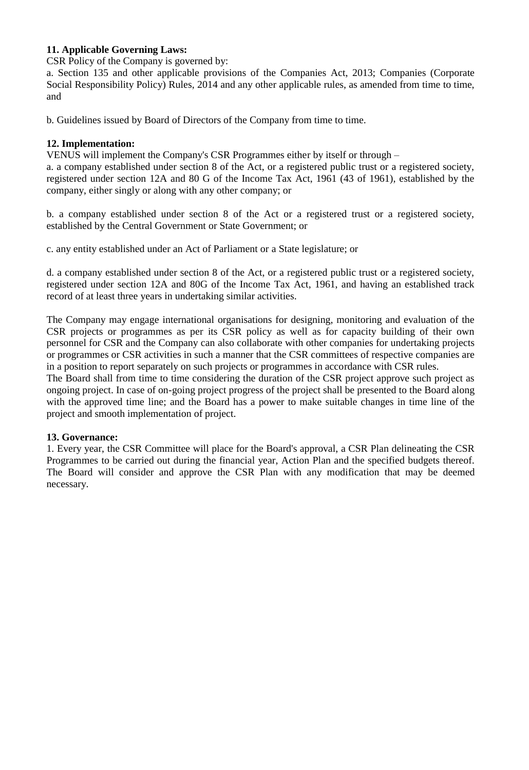**11. Applicable Governing Laws:**

CSR Policy of the Company is governed by:

a. Section 135 and other applicable provisions of the Companies Act, 2013; Companies (Corporate Social Responsibility Policy) Rules, 2014 and any other applicable rules, as amended from time to time, and

b. Guidelines issued by Board of Directors of the Company from time to time.

**12. Implementation:**

VENUS will implement the Company's CSR Programmes either by itself or through –

a. a company established under section 8 of the Act, or a registered public trust or a registered society, registered under section 12A and 80 G of the Income Tax Act, 1961 (43 of 1961), established by the company, either singly or along with any other company; or

b. a company established under section 8 of the Act or a registered trust or a registered society, established by the Central Government or State Government; or

c. any entity established under an Act of Parliament or a State legislature; or

d. a company established under section 8 of the Act, or a registered public trust or a registered society, registered under section 12A and 80G of the Income Tax Act, 1961, and having an established track record of at least three years in undertaking similar activities.

The Company may engage international organisations for designing, monitoring and evaluation of the CSR projects or programmes as per its CSR policy as well as for capacity building of their own personnel for CSR and the Company can also collaborate with other companies for undertaking projects or programmes or CSR activities in such a manner that the CSR committees of respective companies are in a position to report separately on such projects or programmes in accordance with CSR rules.

The Board shall from time to time considering the duration of the CSR project approve such project as ongoing project. In case of on-going project progress of the project shall be presented to the Board along with the approved time line; and the Board has a power to make suitable changes in time line of the project and smooth implementation of project.

**13. Governance:**

1. Every year, the CSR Committee will place for the Board's approval, a CSR Plan delineating the CSR Programmes to be carried out during the financial year, Action Plan and the specified budgets thereof. The Board will consider and approve the CSR Plan with any modification that may be deemed necessary.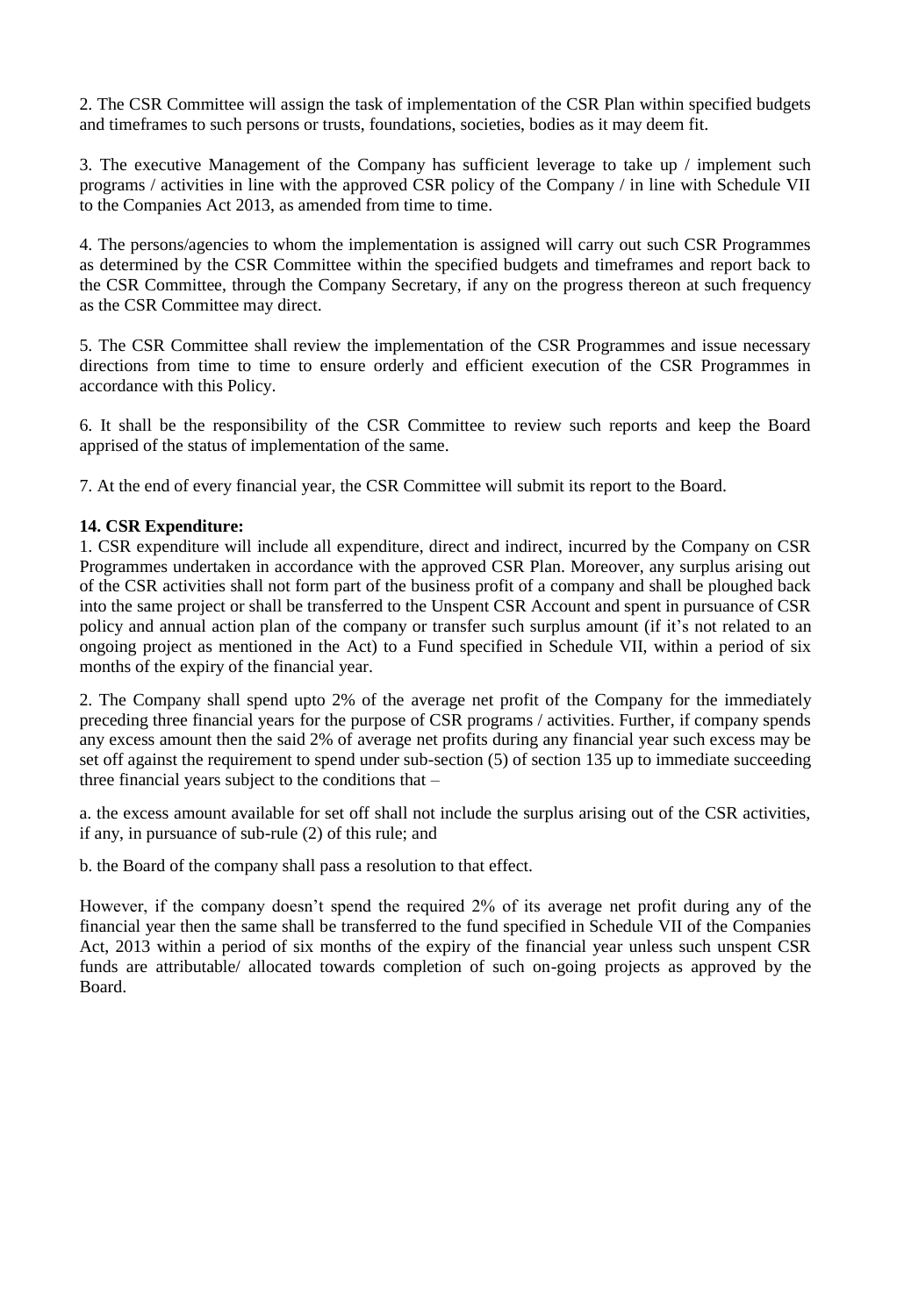2. The CSR Committee will assign the task of implementation of the CSR Plan within specified budgets and timeframes to such persons or trusts, foundations, societies, bodies as it may deem fit.

3. The executive Management of the Company has sufficient leverage to take up / implement such programs / activities in line with the approved CSR policy of the Company / in line with Schedule VII to the Companies Act 2013, as amended from time to time.

4. The persons/agencies to whom the implementation is assigned will carry out such CSR Programmes as determined by the CSR Committee within the specified budgets and timeframes and report back to the CSR Committee, through the Company Secretary, if any on the progress thereon at such frequency as the CSR Committee may direct.

5. The CSR Committee shall review the implementation of the CSR Programmes and issue necessary directions from time to time to ensure orderly and efficient execution of the CSR Programmes in accordance with this Policy.

6. It shall be the responsibility of the CSR Committee to review such reports and keep the Board apprised of the status of implementation of the same.

7. At the end of every financial year, the CSR Committee will submit its report to the Board.

**14. CSR Expenditure:**

1. CSR expenditure will include all expenditure, direct and indirect, incurred by the Company on CSR Programmes undertaken in accordance with the approved CSR Plan. Moreover, any surplus arising out of the CSR activities shall not form part of the business profit of a company and shall be ploughed back into the same project or shall be transferred to the Unspent CSR Account and spent in pursuance of CSR policy and annual action plan of the company or transfer such surplus amount (if it's not related to an ongoing project as mentioned in the Act) to a Fund specified in Schedule VII, within a period of six months of the expiry of the financial year.

2. The Company shall spend upto 2% of the average net profit of the Company for the immediately preceding three financial years for the purpose of CSR programs / activities. Further, if company spends any excess amount then the said 2% of average net profits during any financial year such excess may be set off against the requirement to spend under sub-section (5) of section 135 up to immediate succeeding three financial years subject to the conditions that –

a. the excess amount available for set off shall not include the surplus arising out of the CSR activities, if any, in pursuance of sub-rule (2) of this rule; and

b. the Board of the company shall pass a resolution to that effect.

However, if the company doesn't spend the required 2% of its average net profit during any of the financial year then the same shall be transferred to the fund specified in Schedule VII of the Companies Act, 2013 within a period of six months of the expiry of the financial year unless such unspent CSR funds are attributable/ allocated towards completion of such on-going projects as approved by the Board.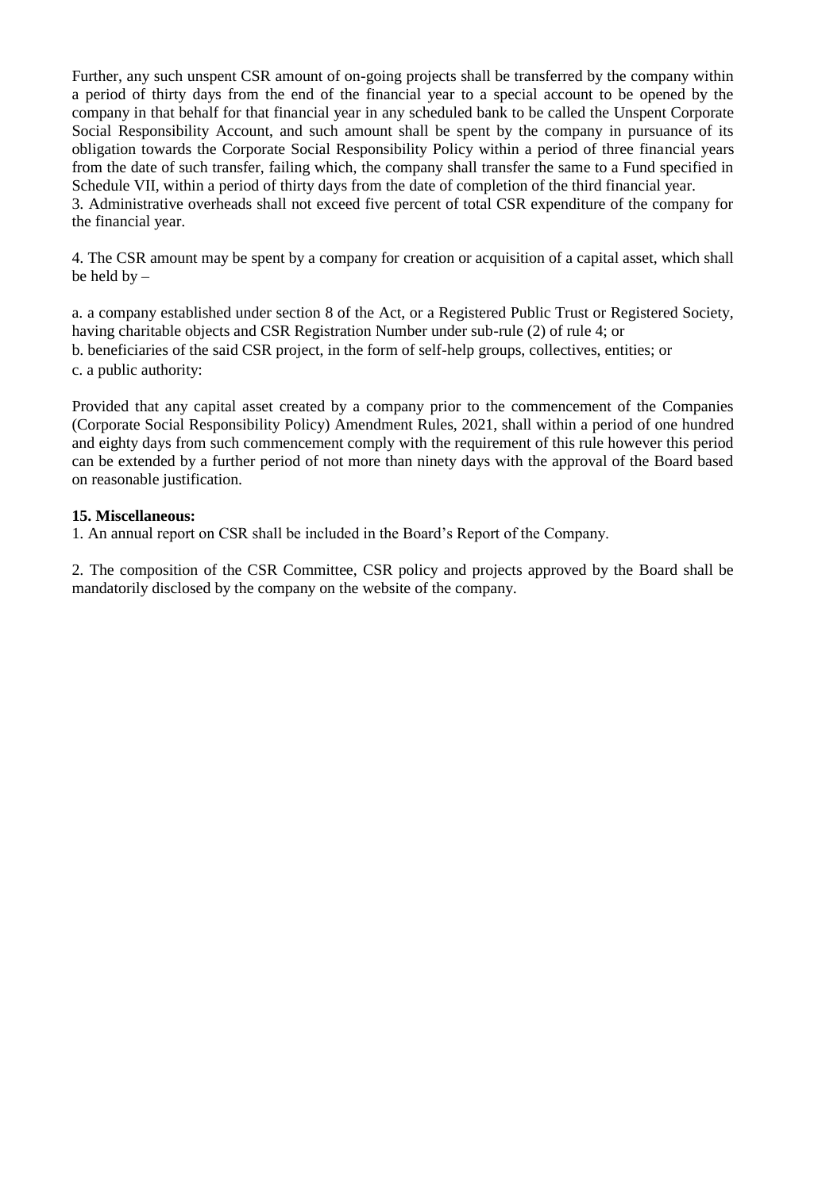Further, any such unspent CSR amount of on-going projects shall be transferred by the company within a period of thirty days from the end of the financial year to a special account to be opened by the company in that behalf for that financial year in any scheduled bank to be called the Unspent Corporate Social Responsibility Account, and such amount shall be spent by the company in pursuance of its obligation towards the Corporate Social Responsibility Policy within a period of three financial years from the date of such transfer, failing which, the company shall transfer the same to a Fund specified in Schedule VII, within a period of thirty days from the date of completion of the third financial year.

3. Administrative overheads shall not exceed five percent of total CSR expenditure of the company for the financial year.

4. The CSR amount may be spent by a company for creation or acquisition of a capital asset, which shall be held by –

a. a company established under section 8 of the Act, or a Registered Public Trust or Registered Society, having charitable objects and CSR Registration Number under sub-rule (2) of rule 4; or

b. beneficiaries of the said CSR project, in the form of self-help groups, collectives, entities; or

c. a public authority:

Provided that any capital asset created by a company prior to the commencement of the Companies (Corporate Social Responsibility Policy) Amendment Rules, 2021, shall within a period of one hundred and eighty days from such commencement comply with the requirement of this rule however this period can be extended by a further period of not more than ninety days with the approval of the Board based on reasonable justification.

**15. Miscellaneous:**

1. An annual report on CSR shall be included in the Board's Report of the Company.

2. The composition of the CSR Committee, CSR policy and projects approved by the Board shall be mandatorily disclosed by the company on the website of the company.